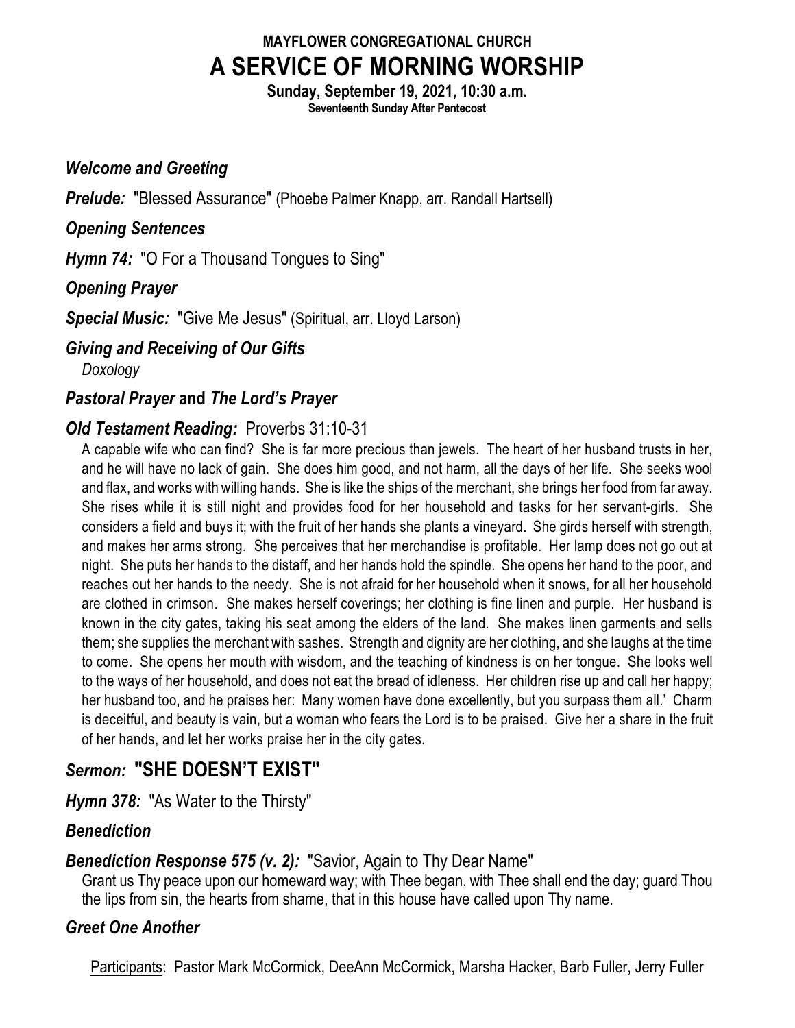**MAYFLOWER CONGREGATIONAL CHURCH**

# A SERVICE OF MORNING WORSHIP

**Sunday, September 19, 2021, 10:30 a.m.**

**Seventeenth Sunday After Pentecost**

***Welcome and Greeting***

***Prelude:*** "Blessed Assurance" (Phoebe Palmer Knapp, arr. Randall Hartsell)

***Opening Sentences***

***Hymn 74:*** "O For a Thousand Tongues to Sing"

***Opening Prayer***

***Special Music:*** "Give Me Jesus" (Spiritual, arr. Lloyd Larson)

***Giving and Receiving of Our Gifts***

*Doxology*

***Pastoral Prayer*** **and** ***The Lord's Prayer***

***Old Testament Reading:*** Proverbs 31:10-31

A capable wife who can find? She is far more precious than jewels. The heart of her husband trusts in her, and he will have no lack of gain. She does him good, and not harm, all the days of her life. She seeks wool and flax, and works with willing hands. She is like the ships of the merchant, she brings her food from far away. She rises while it is still night and provides food for her household and tasks for her servant-girls. She considers a field and buys it; with the fruit of her hands she plants a vineyard. She girds herself with strength, and makes her arms strong. She perceives that her merchandise is profitable. Her lamp does not go out at night. She puts her hands to the distaff, and her hands hold the spindle. She opens her hand to the poor, and reaches out her hands to the needy. She is not afraid for her household when it snows, for all her household are clothed in crimson. She makes herself coverings; her clothing is fine linen and purple. Her husband is known in the city gates, taking his seat among the elders of the land. She makes linen garments and sells them; she supplies the merchant with sashes. Strength and dignity are her clothing, and she laughs at the time to come. She opens her mouth with wisdom, and the teaching of kindness is on her tongue. She looks well to the ways of her household, and does not eat the bread of idleness. Her children rise up and call her happy; her husband too, and he praises her: Many women have done excellently, but you surpass them all.' Charm is deceitful, and beauty is vain, but a woman who fears the Lord is to be praised. Give her a share in the fruit of her hands, and let her works praise her in the city gates.

## *Sermon:* "SHE DOESN'T EXIST"

***Hymn 378:*** "As Water to the Thirsty"

***Benediction***

***Benediction Response 575 (v. 2):*** "Savior, Again to Thy Dear Name"

Grant us Thy peace upon our homeward way; with Thee began, with Thee shall end the day; guard Thou the lips from sin, the hearts from shame, that in this house have called upon Thy name.

***Greet One Another***

Participants: Pastor Mark McCormick, DeeAnn McCormick, Marsha Hacker, Barb Fuller, Jerry Fuller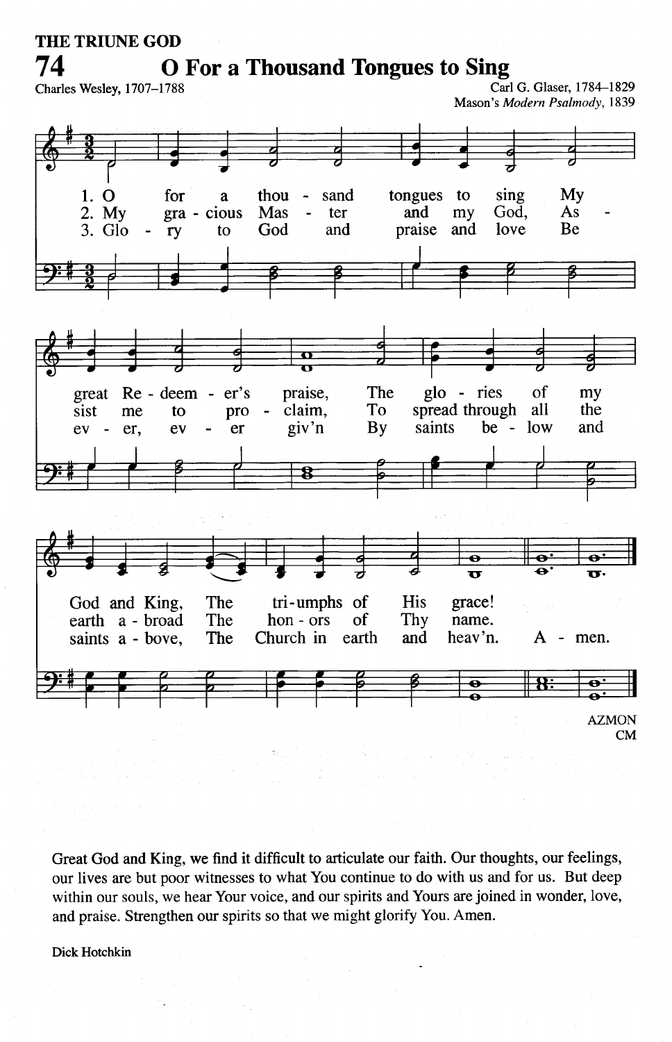THE TRUNE GOD

# 74 O For a Thousand Tongues to Sing

Charles Wesley, 1707–1788

Carl G. Glaser, 1784–1829
Mason's *Modern Psalmody*, 1839

1. O for a thousand tongues to sing My great Redeemer's praise, The glories of my God and King, The triumphs of His grace!
2. My gracious Master and my God, Assist me to proclaim, To spread through all the earth abroad The honors of Thy name.
3. Glory to God and praise and love Be ever, ever giv'n By saints below and saints above, The Church in earth and heav'n. Amen.

AZMON
CM

Great God and King, we find it difficult to articulate our faith. Our thoughts, our feelings, our lives are but poor witnesses to what You continue to do with us and for us. But deep within our souls, we hear Your voice, and our spirits and Yours are joined in wonder, love, and praise. Strengthen our spirits so that we might glorify You. Amen.

Dick Hotchkin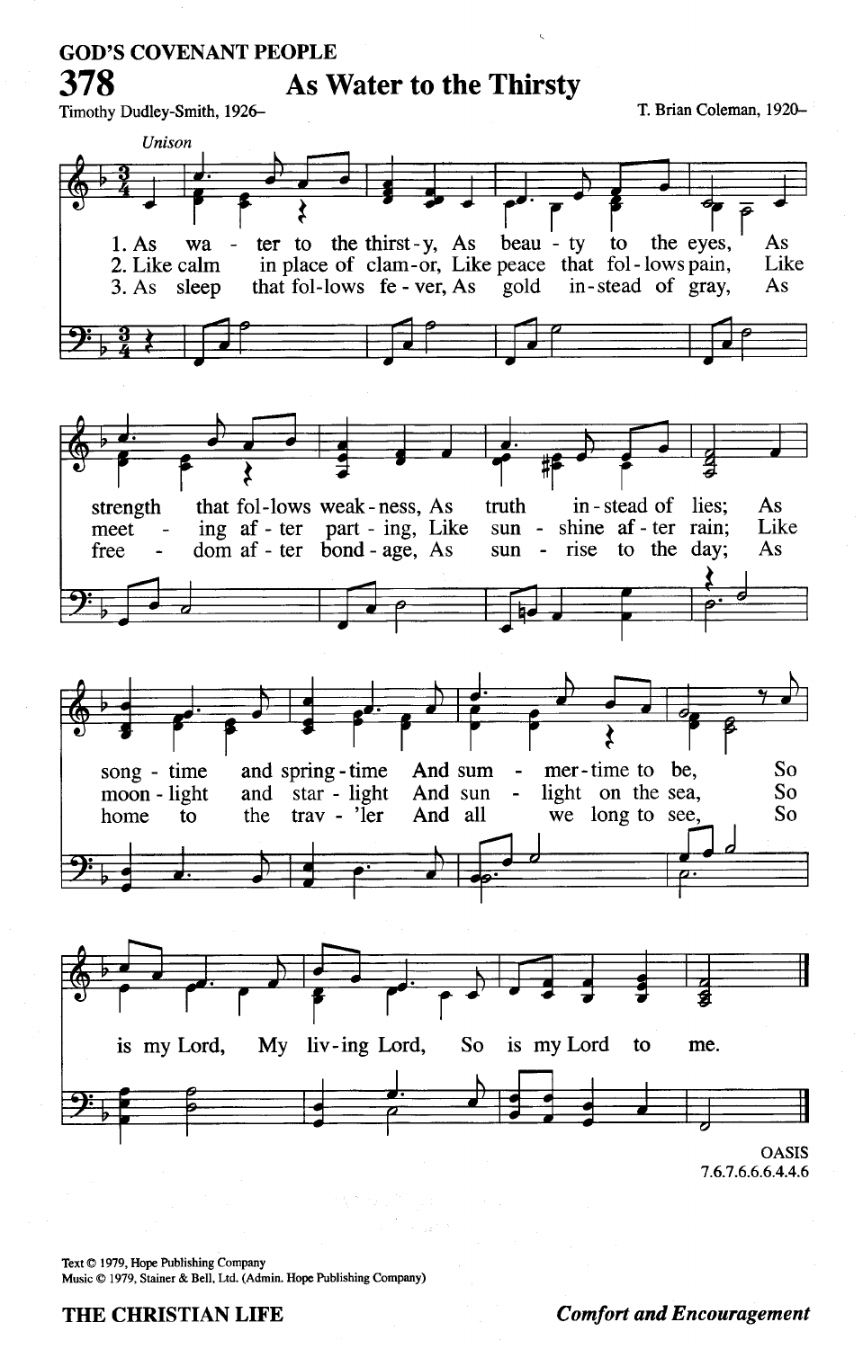GOD'S COVENANT PEOPLE

# 378 As Water to the Thirsty

Timothy Dudley-Smith, 1926–

T. Brian Coleman, 1920–

*Unison*

1. As water to the thirsty, As beauty to the eyes, As strength that follows weakness, As truth instead of lies; As songtime and springtime And summertime to be, So is my Lord, My living Lord, So is my Lord to me.

2. Like calm in place of clamor, Like peace that follows pain, Like meeting after parting, Like sunshine after rain; Like moonlight and starlight And sunlight on the sea, So is my Lord, My living Lord, So is my Lord to me.

3. As sleep that follows fever, As gold instead of gray, As freedom after bondage, As sunrise to the day; As home to the trav'ler And all we long to see, So is my Lord, My living Lord, So is my Lord to me.

OASIS
7.6.7.6.6.6.4.4.6

Text © 1979, Hope Publishing Company
Music © 1979, Stainer & Bell, Ltd. (Admin. Hope Publishing Company)

THE CHRISTIAN LIFE

*Comfort and Encouragement*